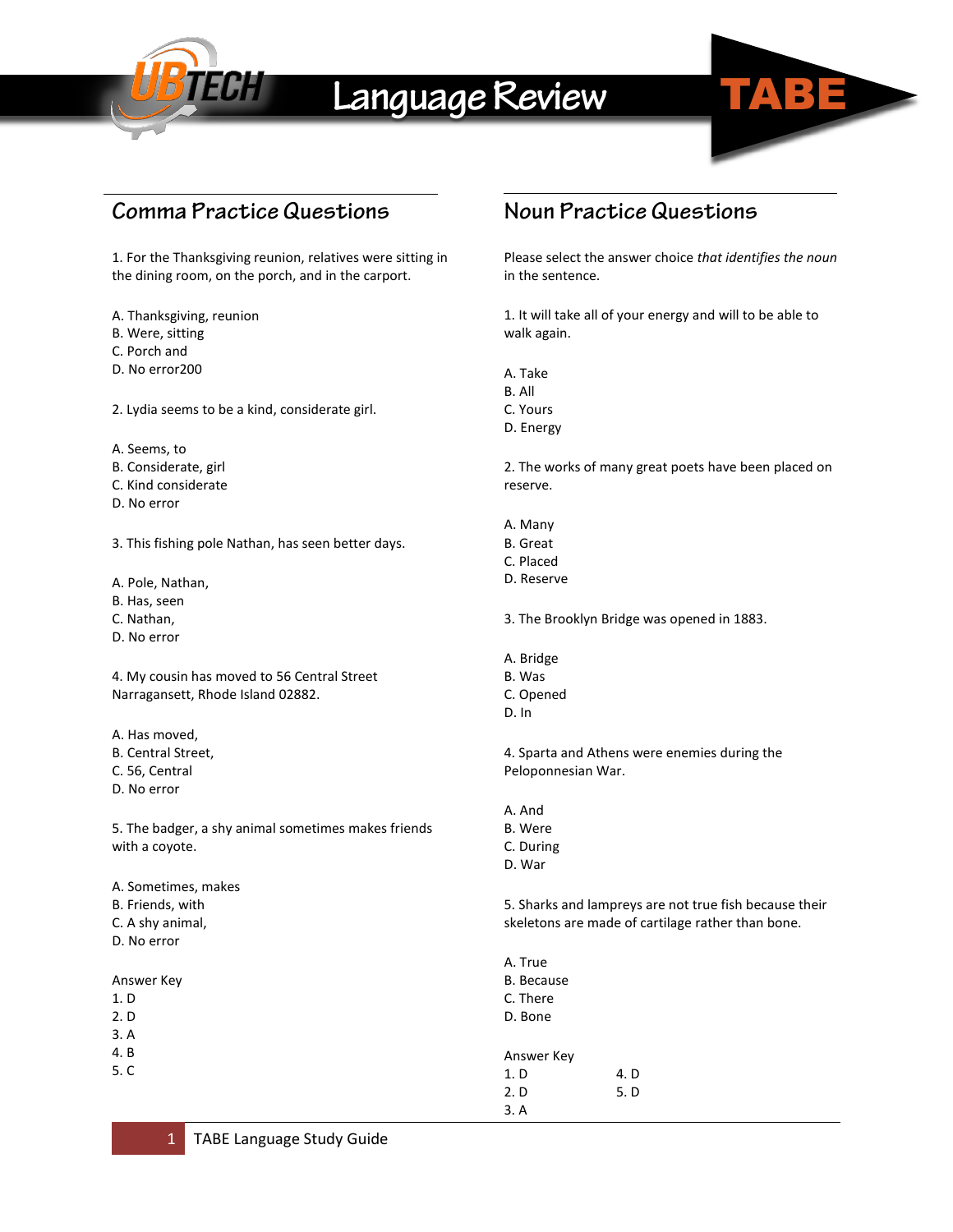# Language Review

TABE

## Comma Practice Questions

1. For the Thanksgiving reunion, relatives were sitting in the dining room, on the porch, and in the carport.

A. Thanksgiving, reunion
B. Were, sitting
C. Porch and
D. No error200

2. Lydia seems to be a kind, considerate girl.

A. Seems, to
B. Considerate, girl
C. Kind considerate
D. No error

3. This fishing pole Nathan, has seen better days.

A. Pole, Nathan,
B. Has, seen
C. Nathan,
D. No error

4. My cousin has moved to 56 Central Street Narragansett, Rhode Island 02882.

A. Has moved,
B. Central Street,
C. 56, Central
D. No error

5. The badger, a shy animal sometimes makes friends with a coyote.

A. Sometimes, makes
B. Friends, with
C. A shy animal,
D. No error

Answer Key
1. D
2. D
3. A
4. B
5. C

## Noun Practice Questions

Please select the answer choice *that identifies the noun* in the sentence.

1. It will take all of your energy and will to be able to walk again.

A. Take
B. All
C. Yours
D. Energy

2. The works of many great poets have been placed on reserve.

A. Many
B. Great
C. Placed
D. Reserve

3. The Brooklyn Bridge was opened in 1883.

A. Bridge
B. Was
C. Opened
D. In

4. Sparta and Athens were enemies during the Peloponnesian War.

A. And
B. Were
C. During
D. War

5. Sharks and lampreys are not true fish because their skeletons are made of cartilage rather than bone.

A. True
B. Because
C. There
D. Bone

Answer Key
1. D
2. D
3. A
4. D
5. D

TABE Language Study Guide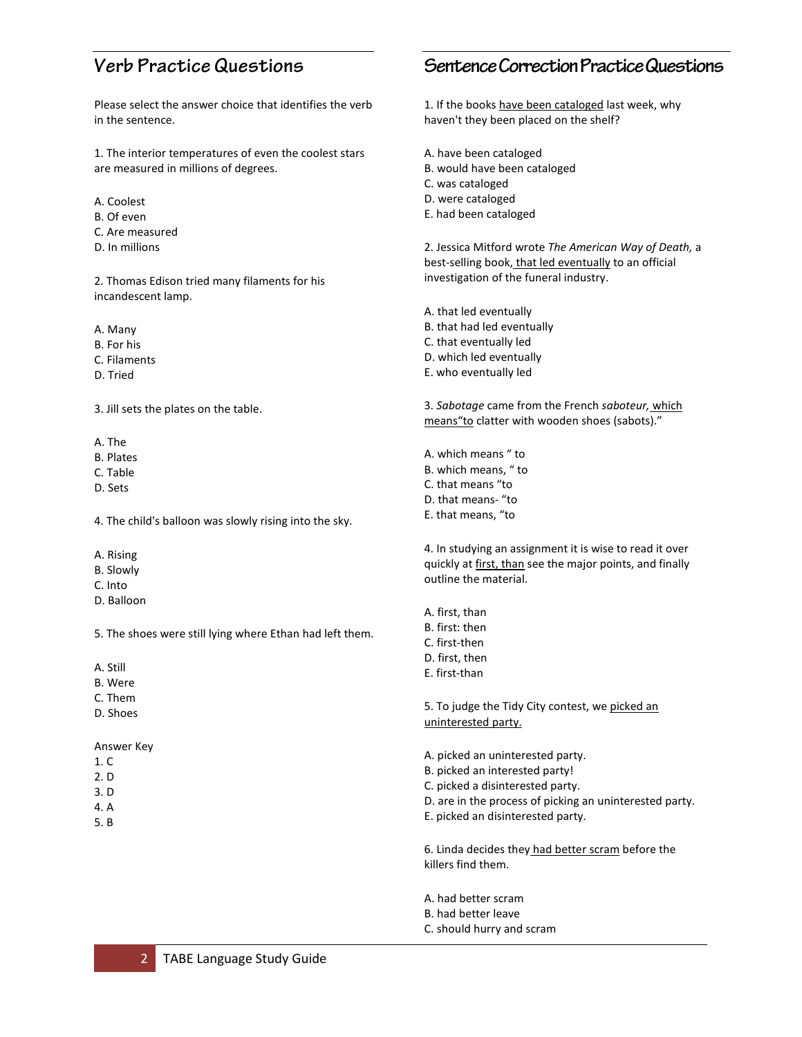## Verb Practice Questions

Please select the answer choice that identifies the verb in the sentence.

1. The interior temperatures of even the coolest stars are measured in millions of degrees.

A. Coolest
B. Of even
C. Are measured
D. In millions

2. Thomas Edison tried many filaments for his incandescent lamp.

A. Many
B. For his
C. Filaments
D. Tried

3. Jill sets the plates on the table.

A. The
B. Plates
C. Table
D. Sets

4. The child's balloon was slowly rising into the sky.

A. Rising
B. Slowly
C. Into
D. Balloon

5. The shoes were still lying where Ethan had left them.

A. Still
B. Were
C. Them
D. Shoes

Answer Key
1. C
2. D
3. D
4. A
5. B

## Sentence Correction Practice Questions

1. If the books <u>have been cataloged</u> last week, why haven't they been placed on the shelf?

A. have been cataloged
B. would have been cataloged
C. was cataloged
D. were cataloged
E. had been cataloged

2. Jessica Mitford wrote *The American Way of Death,* a best-selling book<u>, that led eventually</u> to an official investigation of the funeral industry.

A. that led eventually
B. that had led eventually
C. that eventually led
D. which led eventually
E. who eventually led

3. *Sabotage* came from the French *saboteur,* <u>which means"to</u> clatter with wooden shoes (sabots)."

A. which means " to
B. which means, " to
C. that means "to
D. that means- "to
E. that means, "to

4. In studying an assignment it is wise to read it over quickly at <u>first, than</u> see the major points, and finally outline the material.

A. first, than
B. first: then
C. first-then
D. first, then
E. first-than

5. To judge the Tidy City contest, we <u>picked an uninterested party.</u>

A. picked an uninterested party.
B. picked an interested party!
C. picked a disinterested party.
D. are in the process of picking an uninterested party.
E. picked an disinterested party.

6. Linda decides they <u>had better scram</u> before the killers find them.

A. had better scram
B. had better leave
C. should hurry and scram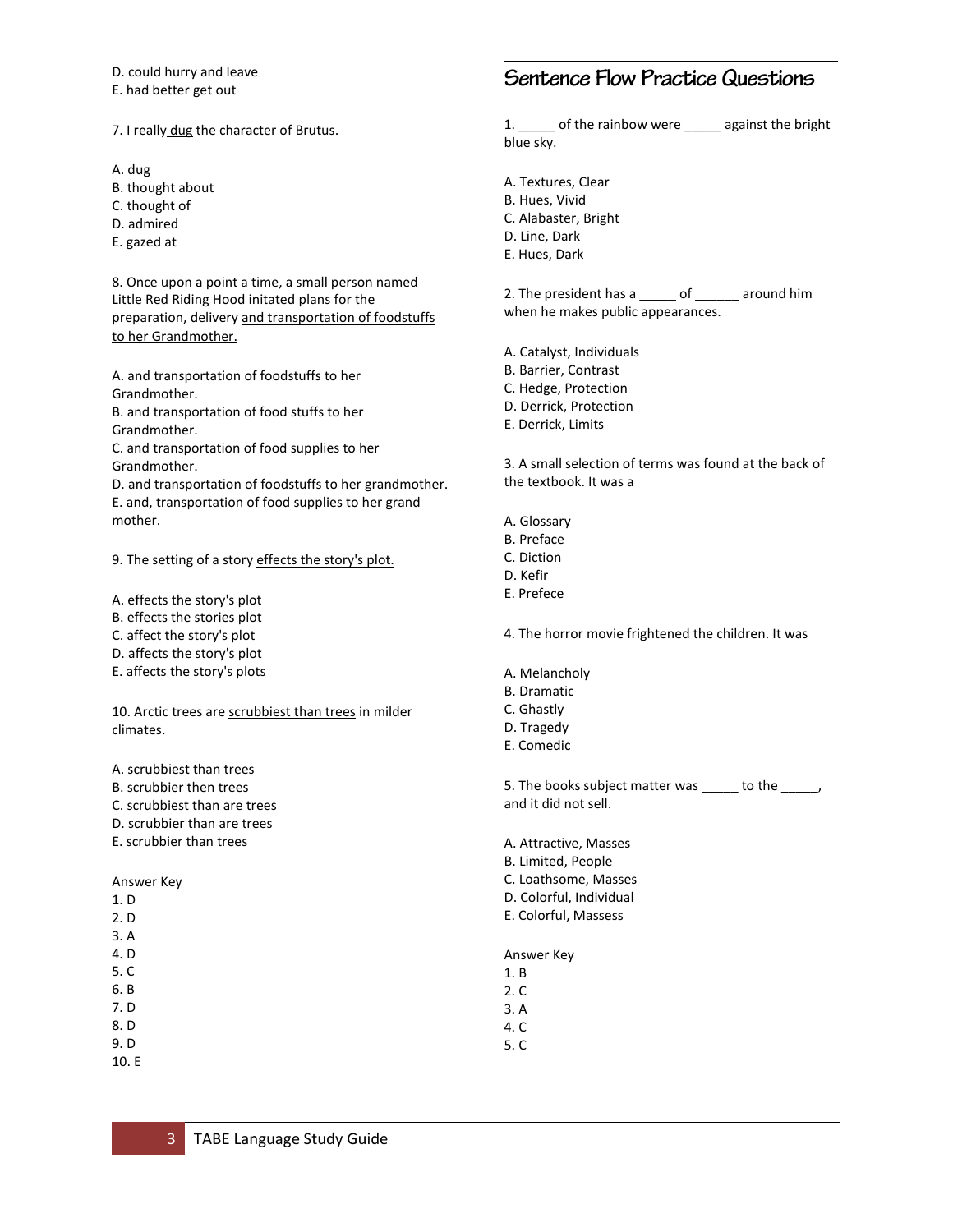D. could hurry and leave
E. had better get out

7. I really dug the character of Brutus.

A. dug
B. thought about
C. thought of
D. admired
E. gazed at

8. Once upon a point a time, a small person named Little Red Riding Hood initated plans for the preparation, delivery and transportation of foodstuffs to her Grandmother.

A. and transportation of foodstuffs to her Grandmother.
B. and transportation of food stuffs to her Grandmother.
C. and transportation of food supplies to her Grandmother.
D. and transportation of foodstuffs to her grandmother.
E. and, transportation of food supplies to her grand mother.

9. The setting of a story effects the story's plot.

A. effects the story's plot
B. effects the stories plot
C. affect the story's plot
D. affects the story's plot
E. affects the story's plots

10. Arctic trees are scrubbiest than trees in milder climates.

A. scrubbiest than trees
B. scrubbier then trees
C. scrubbiest than are trees
D. scrubbier than are trees
E. scrubbier than trees

Answer Key
1. D
2. D
3. A
4. D
5. C
6. B
7. D
8. D
9. D
10. E

## Sentence Flow Practice Questions

1. _____ of the rainbow were _____ against the bright blue sky.

A. Textures, Clear
B. Hues, Vivid
C. Alabaster, Bright
D. Line, Dark
E. Hues, Dark

2. The president has a _____ of ______ around him when he makes public appearances.

A. Catalyst, Individuals
B. Barrier, Contrast
C. Hedge, Protection
D. Derrick, Protection
E. Derrick, Limits

3. A small selection of terms was found at the back of the textbook. It was a

A. Glossary
B. Preface
C. Diction
D. Kefir
E. Prefece

4. The horror movie frightened the children. It was

A. Melancholy
B. Dramatic
C. Ghastly
D. Tragedy
E. Comedic

5. The books subject matter was _____ to the _____, and it did not sell.

A. Attractive, Masses
B. Limited, People
C. Loathsome, Masses
D. Colorful, Individual
E. Colorful, Massess

Answer Key
1. B
2. C
3. A
4. C
5. C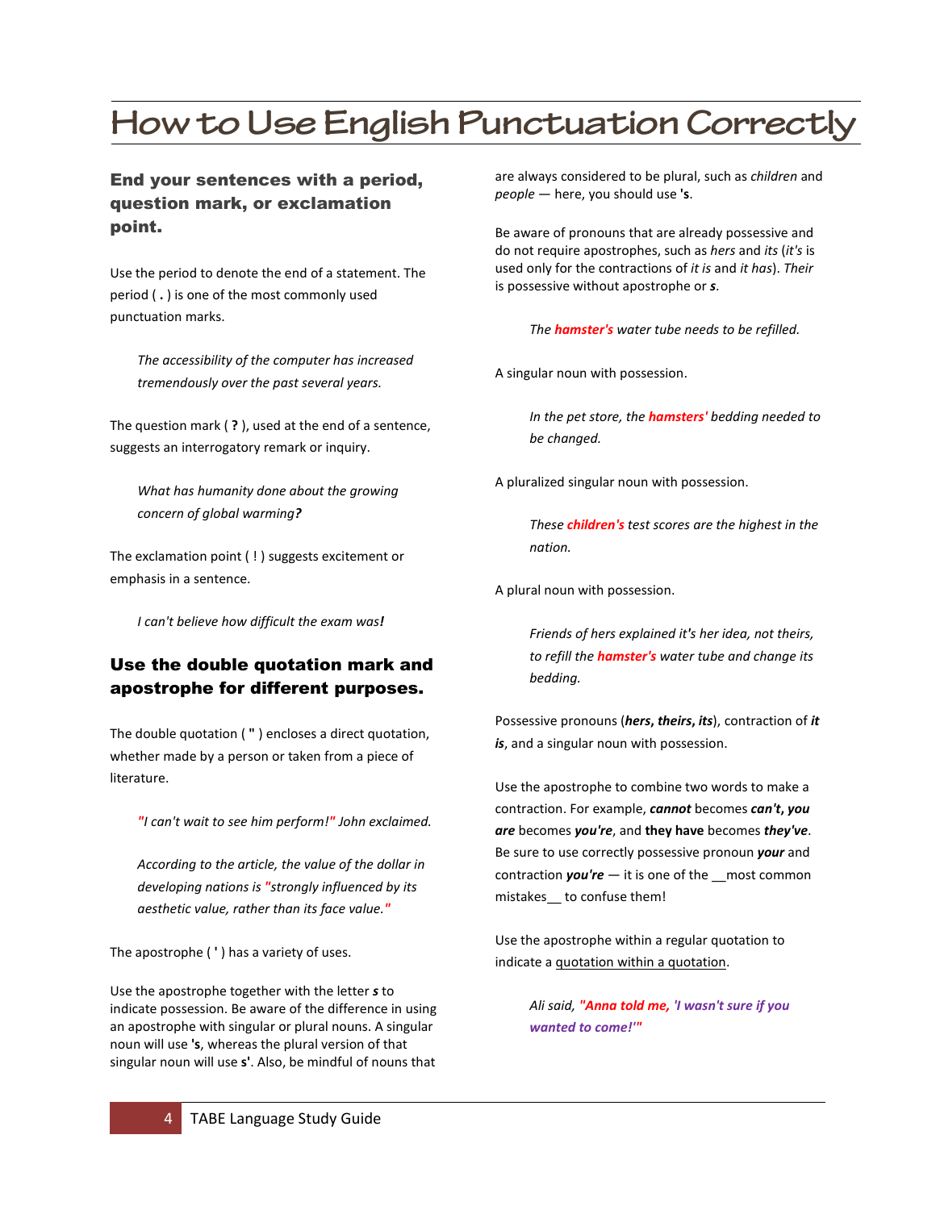# How to Use English Punctuation Correctly

### End your sentences with a period, question mark, or exclamation point.

Use the period to denote the end of a statement. The period ( **.** ) is one of the most commonly used punctuation marks.

> *The accessibility of the computer has increased tremendously over the past several years.*

The question mark ( **?** ), used at the end of a sentence, suggests an interrogatory remark or inquiry.

> *What has humanity done about the growing concern of global warming**?***

The exclamation point ( ! ) suggests excitement or emphasis in a sentence.

> *I can't believe how difficult the exam was**!***

### Use the double quotation mark and apostrophe for different purposes.

The double quotation ( **"** ) encloses a direct quotation, whether made by a person or taken from a piece of literature.

> *"I can't wait to see him perform!" John exclaimed.*

> *According to the article, the value of the dollar in developing nations is "strongly influenced by its aesthetic value, rather than its face value."*

The apostrophe ( **'** ) has a variety of uses.

Use the apostrophe together with the letter ***s*** to indicate possession. Be aware of the difference in using an apostrophe with singular or plural nouns. A singular noun will use **'s**, whereas the plural version of that singular noun will use **s'**. Also, be mindful of nouns that are always considered to be plural, such as *children* and *people* — here, you should use **'s**.

Be aware of pronouns that are already possessive and do not require apostrophes, such as *hers* and *its* (*it's* is used only for the contractions of *it is* and *it has*). *Their* is possessive without apostrophe or ***s***.

> *The **hamster's** water tube needs to be refilled.*

A singular noun with possession.

> *In the pet store, the **hamsters'** bedding needed to be changed.*

A pluralized singular noun with possession.

> *These **children's** test scores are the highest in the nation.*

A plural noun with possession.

> *Friends of hers explained it's her idea, not theirs, to refill the **hamster's** water tube and change its bedding.*

Possessive pronouns (***hers***, ***theirs***, ***its***), contraction of ***it is***, and a singular noun with possession.

Use the apostrophe to combine two words to make a contraction. For example, ***cannot*** becomes ***can't***, ***you are*** becomes ***you're***, and **they have** becomes ***they've***. Be sure to use correctly possessive pronoun ***your*** and contraction ***you're*** — it is one of the __most common mistakes__ to confuse them!

Use the apostrophe within a regular quotation to indicate a quotation within a quotation.

> *Ali said, **"Anna told me, 'I wasn't sure if you wanted to come!'"***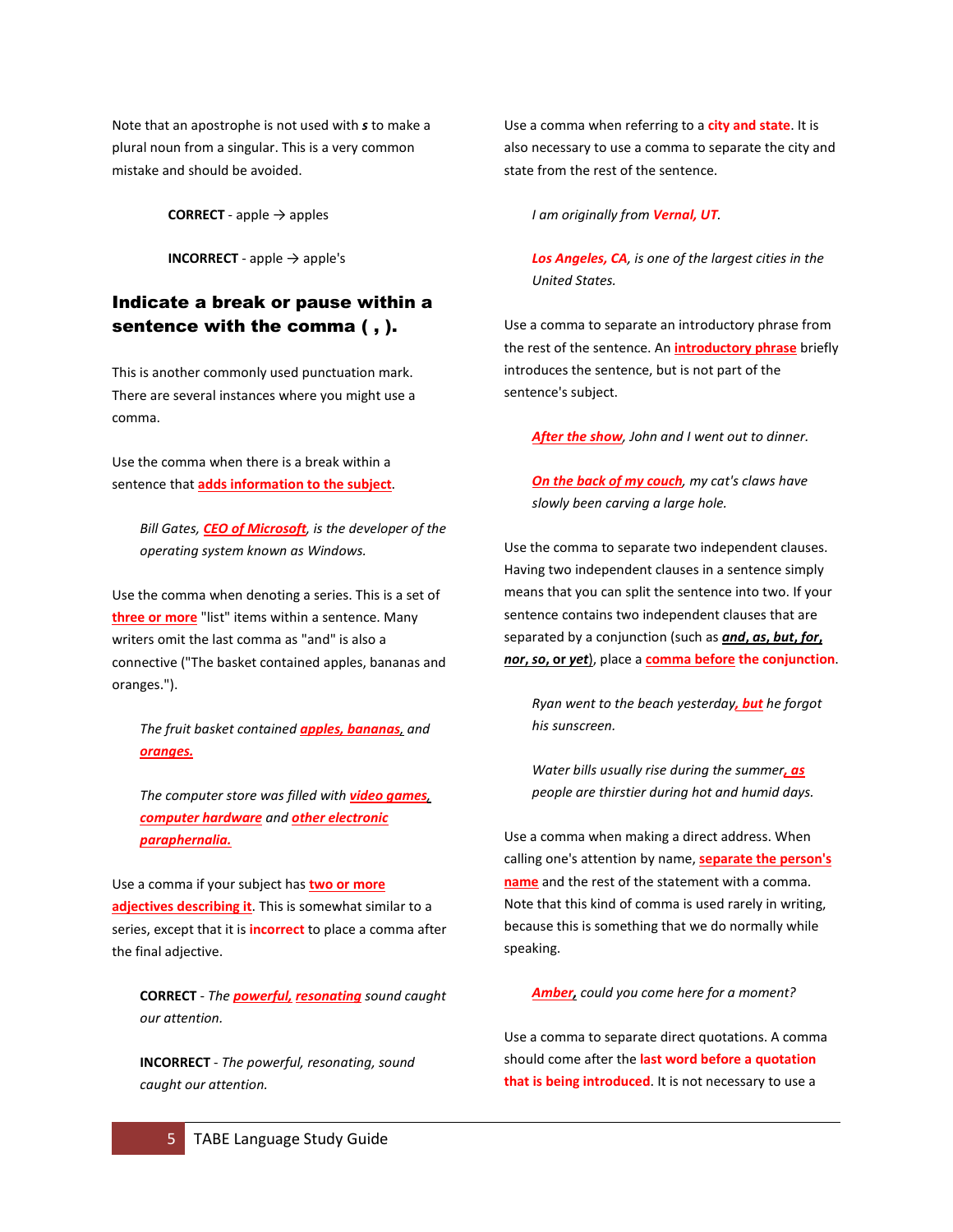Note that an apostrophe is not used with ***s*** to make a plural noun from a singular. This is a very common mistake and should be avoided.

> **CORRECT** - apple → apples
>
> **INCORRECT** - apple → apple's

## Indicate a break or pause within a sentence with the comma ( , ).

This is another commonly used punctuation mark. There are several instances where you might use a comma.

Use the comma when there is a break within a sentence that **adds information to the subject**.

> *Bill Gates, **CEO of Microsoft**, is the developer of the operating system known as Windows.*

Use the comma when denoting a series. This is a set of **three or more** "list" items within a sentence. Many writers omit the last comma as "and" is also a connective ("The basket contained apples, bananas and oranges.").

> *The fruit basket contained **apples, bananas,** and **oranges.***
>
> *The computer store was filled with **video games, computer hardware** and **other electronic paraphernalia.***

Use a comma if your subject has **two or more adjectives describing it**. This is somewhat similar to a series, except that it is **incorrect** to place a comma after the final adjective.

> **CORRECT** - *The **powerful, resonating** sound caught our attention.*
>
> **INCORRECT** - *The powerful, resonating, sound caught our attention.*

Use a comma when referring to a **city and state**. It is also necessary to use a comma to separate the city and state from the rest of the sentence.

> *I am originally from **Vernal, UT**.*
>
> ***Los Angeles, CA**, is one of the largest cities in the United States.*

Use a comma to separate an introductory phrase from the rest of the sentence. An **introductory phrase** briefly introduces the sentence, but is not part of the sentence's subject.

> ***After the show**, John and I went out to dinner.*
>
> ***On the back of my couch**, my cat's claws have slowly been carving a large hole.*

Use the comma to separate two independent clauses. Having two independent clauses in a sentence simply means that you can split the sentence into two. If your sentence contains two independent clauses that are separated by a conjunction (such as ***and, as, but, for, nor, so,*** or ***yet***), place a **comma before the conjunction**.

> *Ryan went to the beach yesterday**, but** he forgot his sunscreen.*
>
> *Water bills usually rise during the summer**, as** people are thirstier during hot and humid days.*

Use a comma when making a direct address. When calling one's attention by name, **separate the person's name** and the rest of the statement with a comma. Note that this kind of comma is used rarely in writing, because this is something that we do normally while speaking.

> ***Amber,** could you come here for a moment?*

Use a comma to separate direct quotations. A comma should come after the **last word before a quotation that is being introduced**. It is not necessary to use a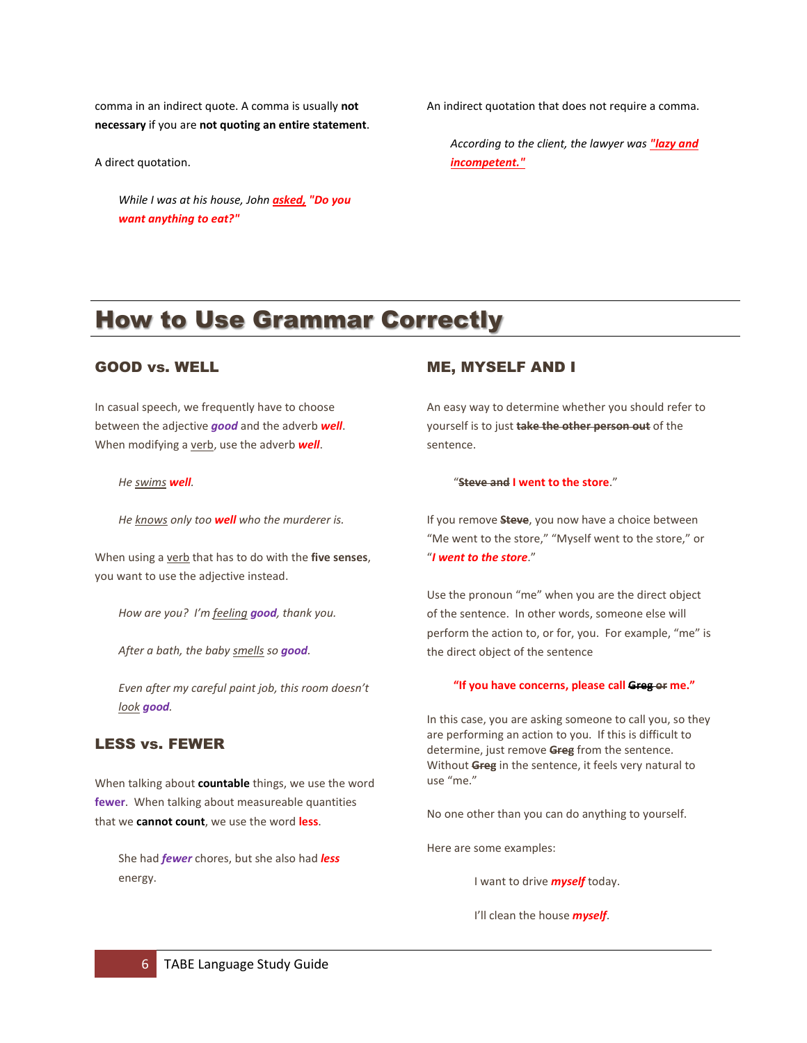comma in an indirect quote. A comma is usually **not necessary** if you are **not quoting an entire statement**.

A direct quotation.

> *While I was at his house, John **asked, "Do you want anything to eat?"***

An indirect quotation that does not require a comma.

> *According to the client, the lawyer was **"lazy and incompetent."***

# How to Use Grammar Correctly

## GOOD vs. WELL

In casual speech, we frequently have to choose between the adjective ***good*** and the adverb ***well***. When modifying a verb, use the adverb ***well***.

> *He swims **well**.*

> *He knows only too **well** who the murderer is.*

When using a verb that has to do with the **five senses**, you want to use the adjective instead.

> *How are you? I'm feeling **good**, thank you.*

> *After a bath, the baby smells so **good**.*

> *Even after my careful paint job, this room doesn't look **good**.*

## LESS vs. FEWER

When talking about **countable** things, we use the word **fewer**. When talking about measureable quantities that we **cannot count**, we use the word **less**.

> She had ***fewer*** chores, but she also had ***less*** energy.

## ME, MYSELF AND I

An easy way to determine whether you should refer to yourself is to just ~~**take the other person out**~~ of the sentence.

> "~~**Steve and**~~ **I went to the store**."

If you remove ~~**Steve**~~, you now have a choice between "Me went to the store," "Myself went to the store," or "***I went to the store***."

Use the pronoun "me" when you are the direct object of the sentence. In other words, someone else will perform the action to, or for, you. For example, "me" is the direct object of the sentence

> **"If you have concerns, please call ~~Greg or~~ me."**

In this case, you are asking someone to call you, so they are performing an action to you. If this is difficult to determine, just remove ~~**Greg**~~ from the sentence. Without ~~**Greg**~~ in the sentence, it feels very natural to use "me."

No one other than you can do anything to yourself.

Here are some examples:

> I want to drive ***myself*** today.

> I'll clean the house ***myself***.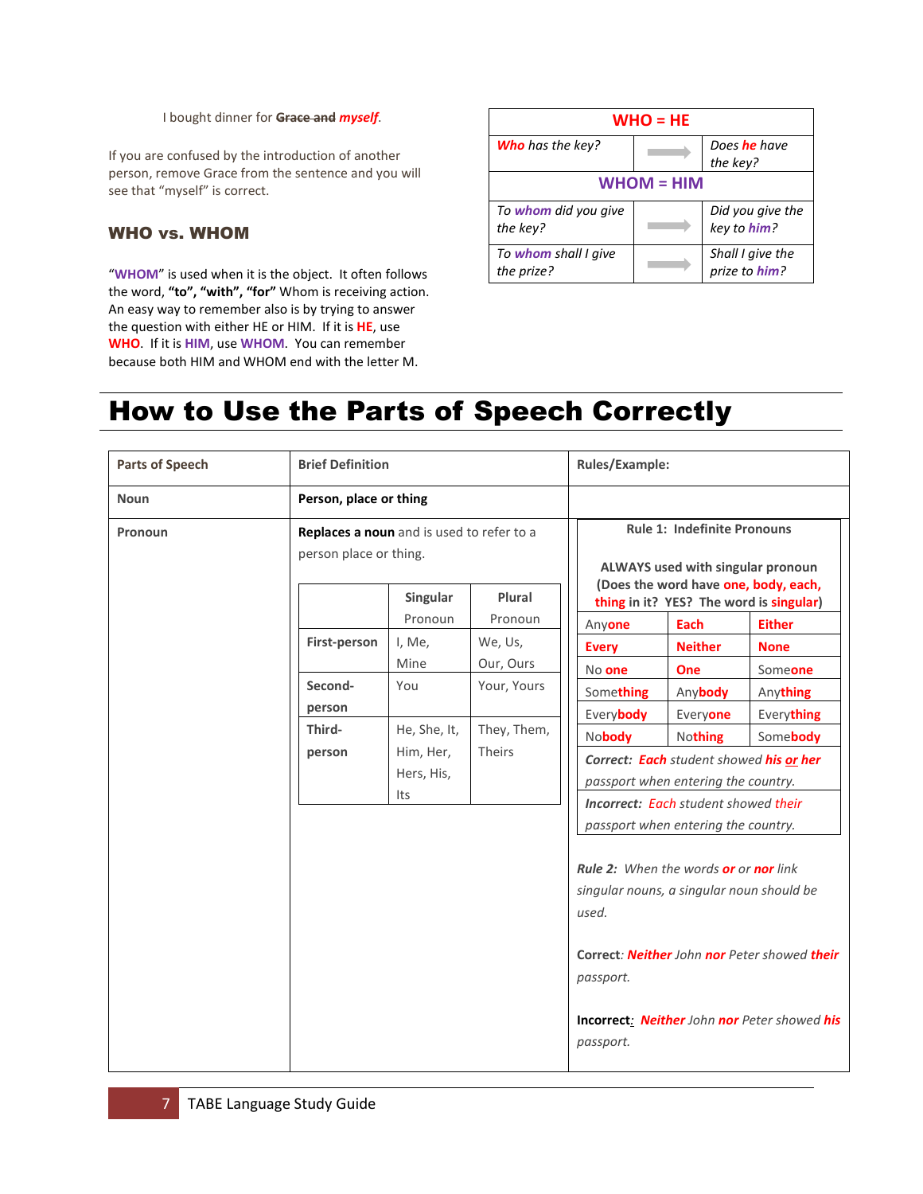I bought dinner for ~~Grace and~~ *myself*.

If you are confused by the introduction of another person, remove Grace from the sentence and you will see that "myself" is correct.

### WHO vs. WHOM

"**WHOM**" is used when it is the object. It often follows the word, **"to", "with", "for"** Whom is receiving action. An easy way to remember also is by trying to answer the question with either HE or HIM. If it is **HE**, use **WHO**. If it is **HIM**, use **WHOM**. You can remember because both HIM and WHOM end with the letter M.

| **WHO = HE** | | |
|---|---|---|
| *Who has the key?* | → | *Does he have the key?* |
| **WHOM = HIM** | | |
| *To whom did you give the key?* | → | *Did you give the key to him?* |
| *To whom shall I give the prize?* | → | *Shall I give the prize to him?* |

# How to Use the Parts of Speech Correctly

| Parts of Speech | Brief Definition | Rules/Example: |
|---|---|---|
| **Noun** | **Person, place or thing** | |
| **Pronoun** | **Replaces a noun** and is used to refer to a person place or thing. (see pronoun table below) | **Rule 1: Indefinite Pronouns** (see table below) <br> *Rule 2: When the words* ***or*** *or* ***nor*** *link singular nouns, a singular noun should be used.* <br> **Correct**: ***Neither*** *John* ***nor*** *Peter showed* ***their*** *passport.* <br> **Incorrect**: ***Neither*** *John* ***nor*** *Peter showed* ***his*** *passport.* |

| | Singular Pronoun | Plural Pronoun |
|---|---|---|
| **First-person** | I, Me, Mine | We, Us, Our, Ours |
| **Second-person** | You | Your, Yours |
| **Third-person** | He, She, It, Him, Her, Hers, His, Its | They, Them, Theirs |

**Rule 1: Indefinite Pronouns**

**ALWAYS used with singular pronoun (Does the word have one, body, each, thing in it? YES? The word is singular)**

| | | |
|---|---|---|
| Anyone | Each | Either |
| Every | Neither | None |
| No one | One | Someone |
| Something | Anybody | Anything |
| Everybody | Everyone | Everything |
| Nobody | Nothing | Somebody |

***Correct:*** *Each student showed* ***his or her*** *passport when entering the country.*

***Incorrect:*** *Each student showed their passport when entering the country.*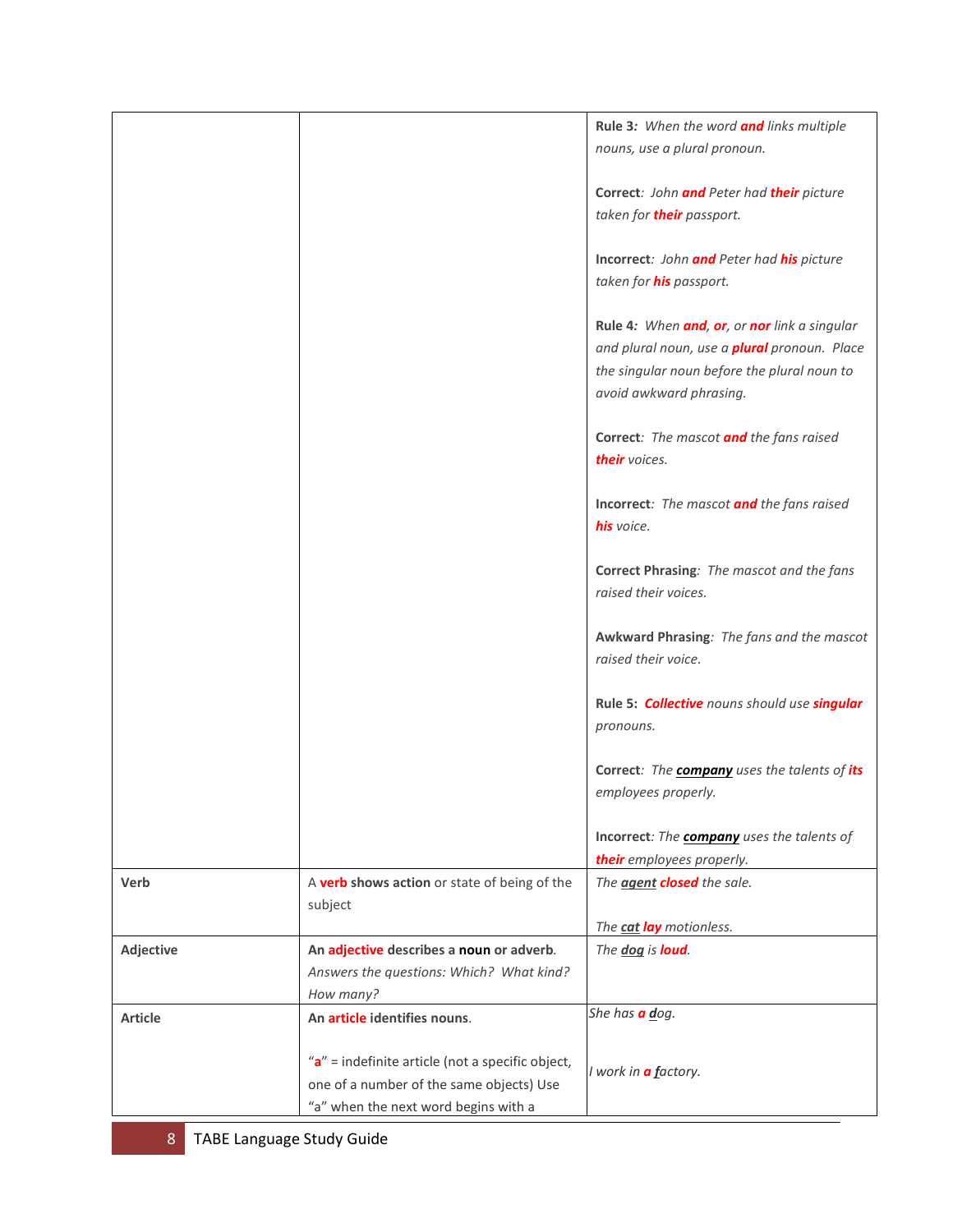| | | |
|---|---|---|
| | | **Rule 3:** *When the word* ***and*** *links multiple nouns, use a plural pronoun.*<br><br>**Correct**: *John* ***and*** *Peter had* ***their*** *picture taken for* ***their*** *passport.*<br><br>**Incorrect**: *John* ***and*** *Peter had* ***his*** *picture taken for* ***his*** *passport.*<br><br>**Rule 4:** *When* ***and***, ***or***, *or* ***nor*** *link a singular and plural noun, use a* ***plural*** *pronoun. Place the singular noun before the plural noun to avoid awkward phrasing.*<br><br>**Correct**: *The mascot* ***and*** *the fans raised* ***their*** *voices.*<br><br>**Incorrect**: *The mascot* ***and*** *the fans raised* ***his*** *voice.*<br><br>**Correct Phrasing**: *The mascot and the fans raised their voices.*<br><br>**Awkward Phrasing**: *The fans and the mascot raised their voice.*<br><br>**Rule 5:** ***Collective*** *nouns should use* ***singular*** *pronouns.*<br><br>**Correct**: *The* ***company*** *uses the talents of* ***its*** *employees properly.*<br><br>**Incorrect**: *The* ***company*** *uses the talents of* ***their*** *employees properly.* |
| **Verb** | A **verb shows action** or state of being of the subject | *The* ***agent*** ***closed*** *the sale.*<br><br>*The* ***cat*** ***lay*** *motionless.* |
| **Adjective** | **An adjective describes a noun or adverb**. *Answers the questions: Which? What kind? How many?* | *The* ***dog*** *is* ***loud****.* |
| **Article** | **An article identifies nouns**.<br><br>"**a**" = indefinite article (not a specific object, one of a number of the same objects) Use "a" when the next word begins with a | *She has* ***a*** ***d****og.*<br><br>*I work in* ***a*** ***f****actory.* |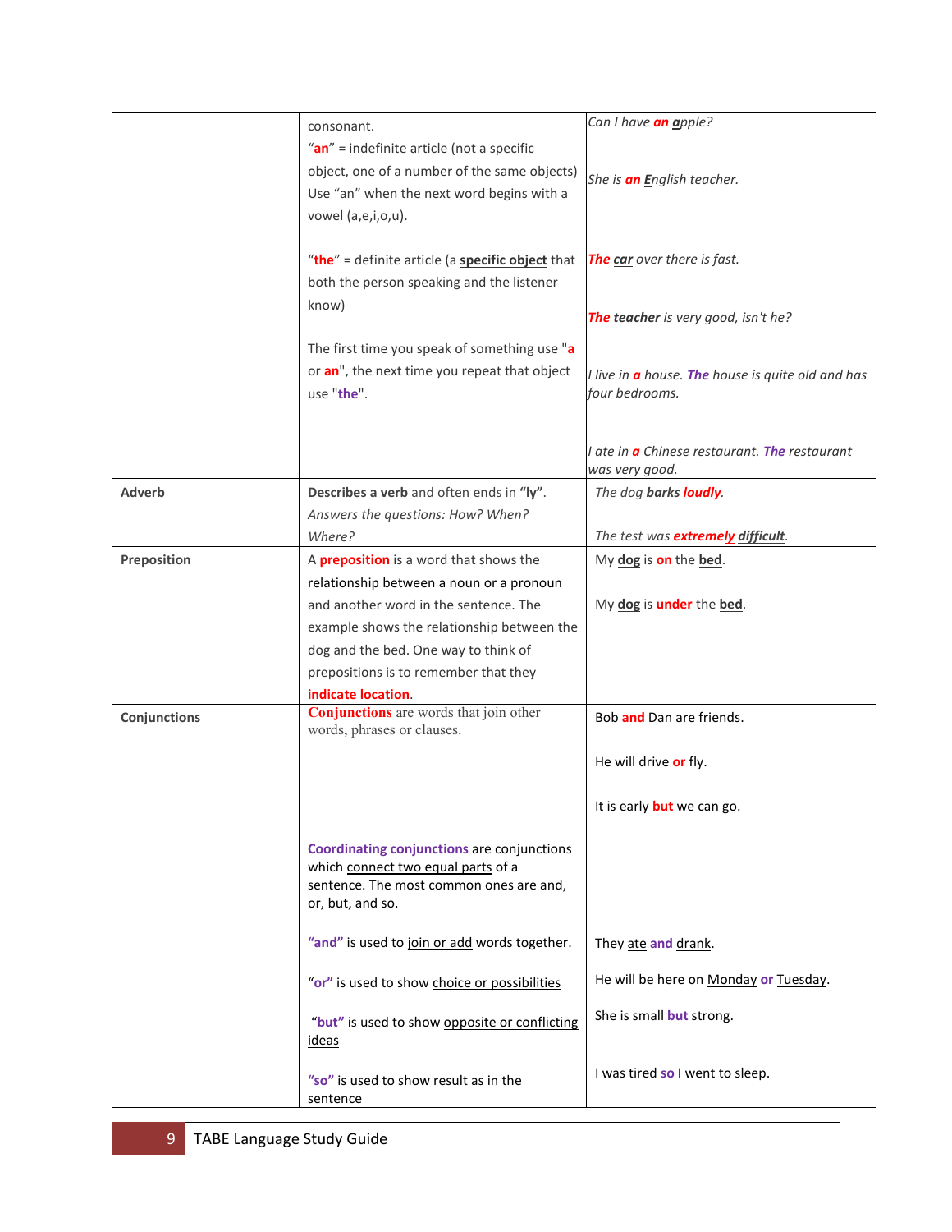| | | |
|---|---|---|
| | consonant.<br>"**an**" = indefinite article (not a specific object, one of a number of the same objects) Use "an" when the next word begins with a vowel (a,e,i,o,u).<br><br>"**the**" = definite article (a **specific object** that both the person speaking and the listener know)<br><br>The first time you speak of something use "**a** or **an**", the next time you repeat that object use "**the**". | *Can I have **an** apple?*<br><br>*She is **an** English teacher.*<br><br>***The car** over there is fast.*<br><br>***The teacher** is very good, isn't he?*<br><br>*I live in **a** house. **The** house is quite old and has four bedrooms.*<br><br>*I ate in **a** Chinese restaurant. **The** restaurant was very good.* |
| **Adverb** | **Describes a verb** and often ends in **"ly"**.<br>*Answers the questions: How? When? Where?* | *The dog **barks loudly**.*<br><br>*The test was **extremely difficult**.* |
| **Preposition** | A **preposition** is a word that shows the relationship between a noun or a pronoun and another word in the sentence. The example shows the relationship between the dog and the bed. One way to think of prepositions is to remember that they **indicate location**. | My **dog** is **on** the **bed**.<br><br>My **dog** is **under** the **bed**. |
| **Conjunctions** | **Conjunctions** are words that join other words, phrases or clauses.<br><br>**Coordinating conjunctions** are conjunctions which connect two equal parts of a sentence. The most common ones are and, or, but, and so.<br><br>**"and"** is used to join or add words together.<br><br>**"or"** is used to show choice or possibilities<br><br>**"but"** is used to show opposite or conflicting ideas<br><br>**"so"** is used to show result as in the sentence | Bob **and** Dan are friends.<br><br>He will drive **or** fly.<br><br>It is early **but** we can go.<br><br>They ate **and** drank.<br><br>He will be here on Monday **or** Tuesday.<br><br>She is small **but** strong.<br><br>I was tired **so** I went to sleep. |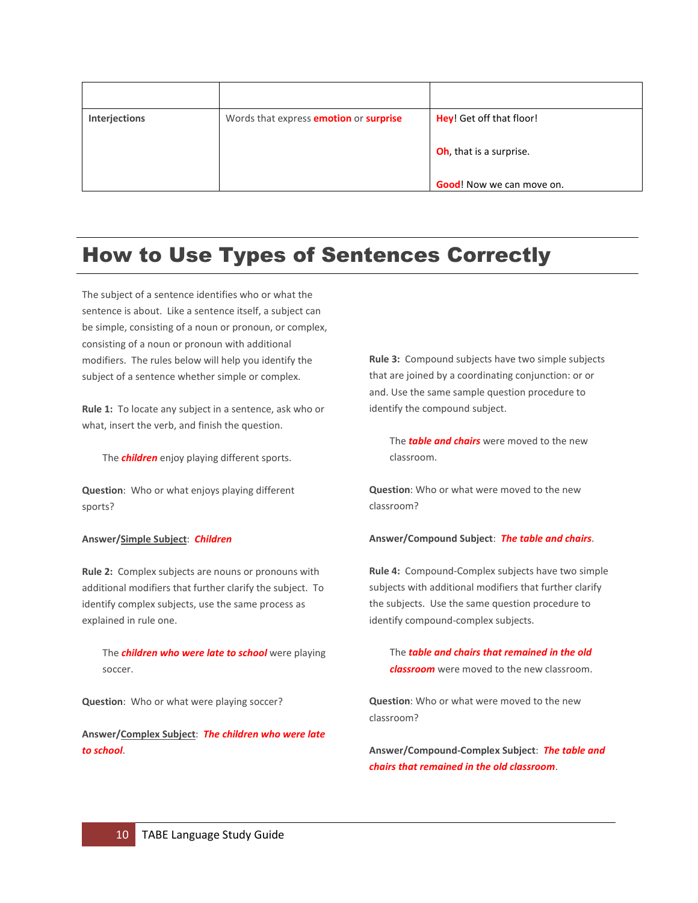| | | |
|---|---|---|
| **Interjections** | Words that express **emotion** or **surprise** | **Hey**! Get off that floor!<br><br>**Oh**, that is a surprise.<br><br>**Good**! Now we can move on. |

# How to Use Types of Sentences Correctly

The subject of a sentence identifies who or what the sentence is about. Like a sentence itself, a subject can be simple, consisting of a noun or pronoun, or complex, consisting of a noun or pronoun with additional modifiers. The rules below will help you identify the subject of a sentence whether simple or complex.

**Rule 1:** To locate any subject in a sentence, ask who or what, insert the verb, and finish the question.

The ***children*** enjoy playing different sports.

**Question**: Who or what enjoys playing different sports?

**Answer/Simple Subject**: ***Children***

**Rule 2:** Complex subjects are nouns or pronouns with additional modifiers that further clarify the subject. To identify complex subjects, use the same process as explained in rule one.

The ***children who were late to school*** were playing soccer.

**Question**: Who or what were playing soccer?

**Answer/Complex Subject**: ***The children who were late to school***.

**Rule 3:** Compound subjects have two simple subjects that are joined by a coordinating conjunction: or or and. Use the same sample question procedure to identify the compound subject.

The ***table and chairs*** were moved to the new classroom.

**Question**: Who or what were moved to the new classroom?

**Answer/Compound Subject**: ***The table and chairs***.

**Rule 4:** Compound-Complex subjects have two simple subjects with additional modifiers that further clarify the subjects. Use the same question procedure to identify compound-complex subjects.

The ***table and chairs that remained in the old classroom*** were moved to the new classroom.

**Question**: Who or what were moved to the new classroom?

**Answer/Compound-Complex Subject**: ***The table and chairs that remained in the old classroom***.